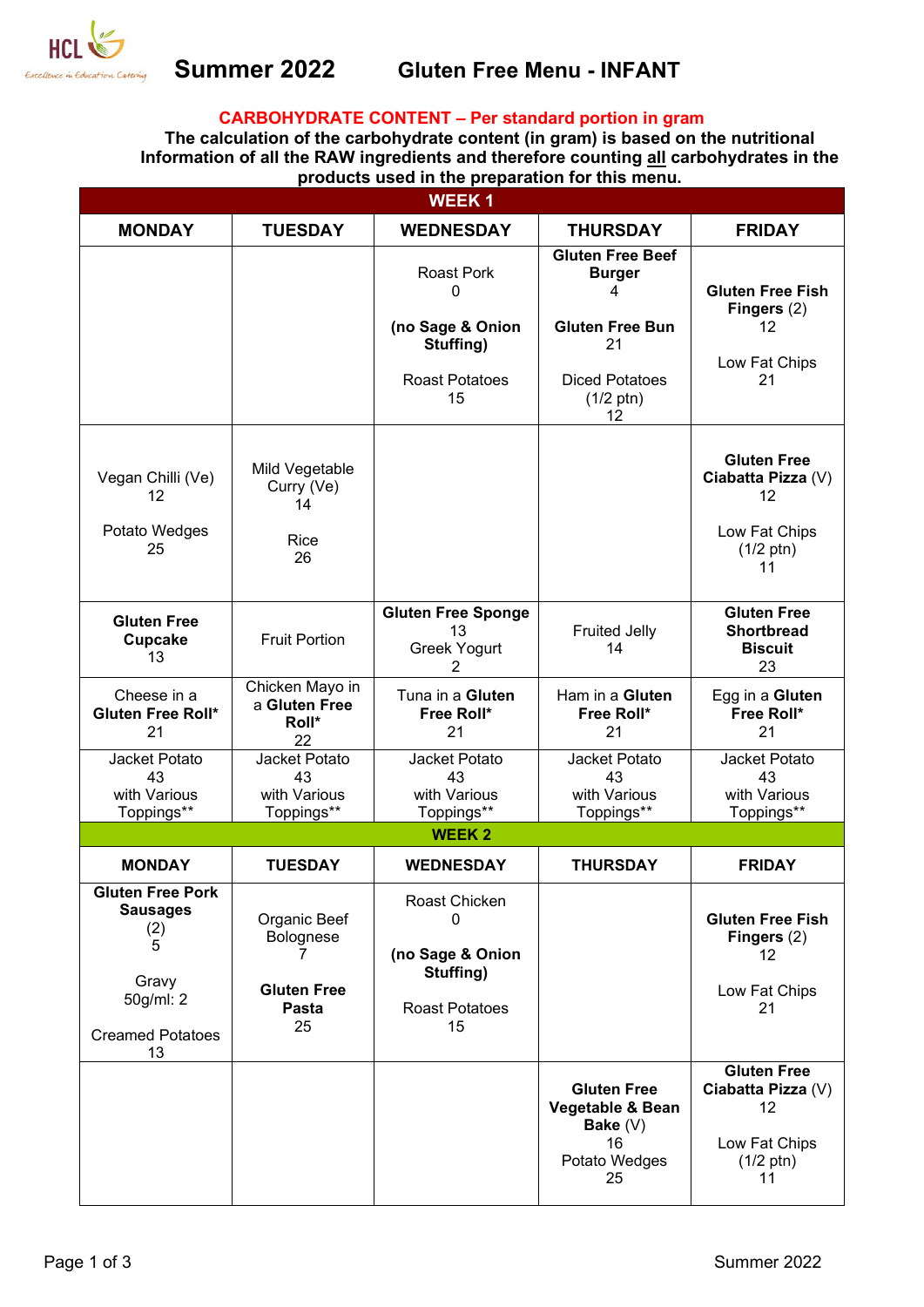# Summer 2022 Gluten Free Menu - INFANT

**CARBOHYDRATE CONTENT – Per standard portion in gram**

**The calculation of the carbohydrate content (in gram) is based on the nutritional Information of all the RAW ingredients and therefore counting all carbohydrates in the products used in the preparation for this menu.**

| **WEEK 1** | | | | |
|---|---|---|---|---|
| **MONDAY** | **TUESDAY** | **WEDNESDAY** | **THURSDAY** | **FRIDAY** |
| | | Roast Pork 0<br><br>**(no Sage & Onion Stuffing)**<br><br>Roast Potatoes 15 | **Gluten Free Beef Burger** 4<br><br>**Gluten Free Bun** 21<br><br>Diced Potatoes (1/2 ptn) 12 | **Gluten Free Fish Fingers** (2) 12<br><br>Low Fat Chips 21 |
| Vegan Chilli (Ve) 12<br><br>Potato Wedges 25 | Mild Vegetable Curry (Ve) 14<br><br>Rice 26 | | | **Gluten Free Ciabatta Pizza** (V) 12<br><br>Low Fat Chips (1/2 ptn) 11 |
| **Gluten Free Cupcake** 13 | Fruit Portion | **Gluten Free Sponge** 13<br>Greek Yogurt 2 | Fruited Jelly 14 | **Gluten Free Shortbread Biscuit** 23 |
| Cheese in a **Gluten Free Roll*** 21 | Chicken Mayo in a **Gluten Free Roll*** 22 | Tuna in a **Gluten Free Roll*** 21 | Ham in a **Gluten Free Roll*** 21 | Egg in a **Gluten Free Roll*** 21 |
| Jacket Potato 43 with Various Toppings** | Jacket Potato 43 with Various Toppings** | Jacket Potato 43 with Various Toppings** | Jacket Potato 43 with Various Toppings** | Jacket Potato 43 with Various Toppings** |
| **WEEK 2** | | | | |
| **MONDAY** | **TUESDAY** | **WEDNESDAY** | **THURSDAY** | **FRIDAY** |
| **Gluten Free Pork Sausages** (2) 5<br><br>Gravy 50g/ml: 2<br><br>Creamed Potatoes 13 | Organic Beef Bolognese 7<br><br>**Gluten Free Pasta** 25 | Roast Chicken 0<br><br>**(no Sage & Onion Stuffing)**<br><br>Roast Potatoes 15 | | **Gluten Free Fish Fingers** (2) 12<br><br>Low Fat Chips 21 |
| | | | **Gluten Free Vegetable & Bean Bake** (V) 16<br>Potato Wedges 25 | **Gluten Free Ciabatta Pizza** (V) 12<br><br>Low Fat Chips (1/2 ptn) 11 |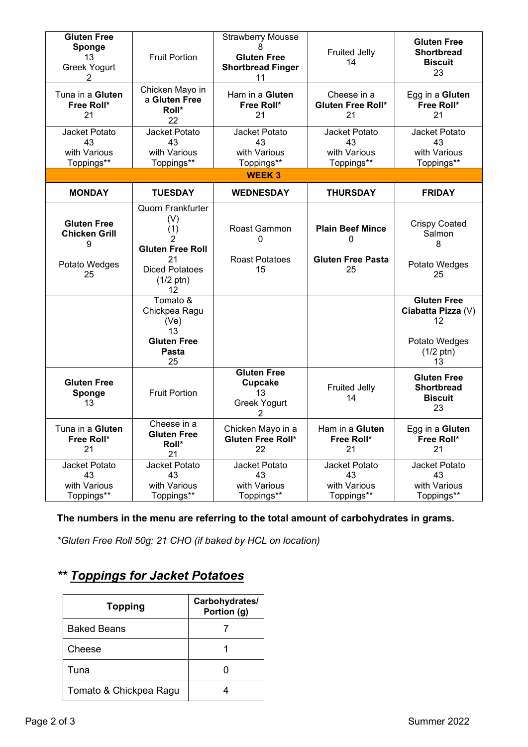| | | | | |
|---|---|---|---|---|
| **Gluten Free Sponge** 13 Greek Yogurt 2 | Fruit Portion | Strawberry Mousse 8 **Gluten Free Shortbread Finger** 11 | Fruited Jelly 14 | **Gluten Free Shortbread Biscuit** 23 |
| Tuna in a **Gluten Free Roll*** 21 | Chicken Mayo in a **Gluten Free Roll*** 22 | Ham in a **Gluten Free Roll*** 21 | Cheese in a **Gluten Free Roll*** 21 | Egg in a **Gluten Free Roll*** 21 |
| Jacket Potato 43 with Various Toppings** | Jacket Potato 43 with Various Toppings** | Jacket Potato 43 with Various Toppings** | Jacket Potato 43 with Various Toppings** | Jacket Potato 43 with Various Toppings** |
| **WEEK 3** | | | | |
| **MONDAY** | **TUESDAY** | **WEDNESDAY** | **THURSDAY** | **FRIDAY** |
| **Gluten Free Chicken Grill** 9 Potato Wedges 25 | Quorn Frankfurter (V) (1) 2 **Gluten Free Roll** 21 Diced Potatoes (1/2 ptn) 12 | Roast Gammon 0 Roast Potatoes 15 | **Plain Beef Mince** 0 **Gluten Free Pasta** 25 | Crispy Coated Salmon 8 Potato Wedges 25 |
| | Tomato & Chickpea Ragu (Ve) 13 **Gluten Free Pasta** 25 | | | **Gluten Free Ciabatta Pizza** (V) 12 Potato Wedges (1/2 ptn) 13 |
| **Gluten Free Sponge** 13 | Fruit Portion | **Gluten Free Cupcake** 13 Greek Yogurt 2 | Fruited Jelly 14 | **Gluten Free Shortbread Biscuit** 23 |
| Tuna in a **Gluten Free Roll*** 21 | Cheese in a **Gluten Free Roll*** 21 | Chicken Mayo in a **Gluten Free Roll*** 22 | Ham in a **Gluten Free Roll*** 21 | Egg in a **Gluten Free Roll*** 21 |
| Jacket Potato 43 with Various Toppings** | Jacket Potato 43 with Various Toppings** | Jacket Potato 43 with Various Toppings** | Jacket Potato 43 with Various Toppings** | Jacket Potato 43 with Various Toppings** |

**The numbers in the menu are referring to the total amount of carbohydrates in grams.**

*\*Gluten Free Roll 50g: 21 CHO (if baked by HCL on location)*

## *** *Toppings for Jacket Potatoes***

| Topping | Carbohydrates/ Portion (g) |
|---|---|
| Baked Beans | 7 |
| Cheese | 1 |
| Tuna | 0 |
| Tomato & Chickpea Ragu | 4 |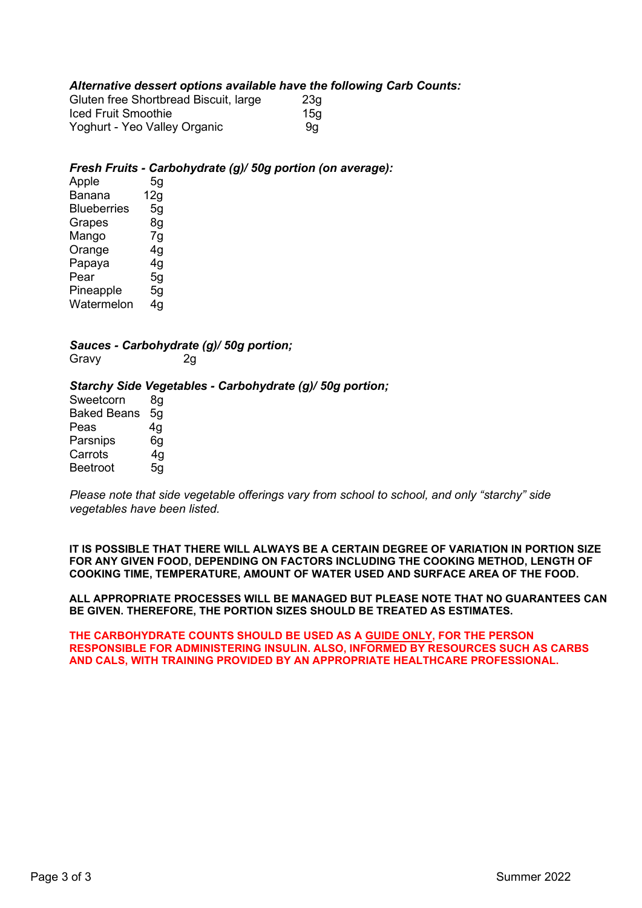***Alternative dessert options available have the following Carb Counts:***

| | |
|---|---|
| Gluten free Shortbread Biscuit, large | 23g |
| Iced Fruit Smoothie | 15g |
| Yoghurt - Yeo Valley Organic | 9g |

***Fresh Fruits - Carbohydrate (g)/ 50g portion (on average):***

| | |
|---|---|
| Apple | 5g |
| Banana | 12g |
| Blueberries | 5g |
| Grapes | 8g |
| Mango | 7g |
| Orange | 4g |
| Papaya | 4g |
| Pear | 5g |
| Pineapple | 5g |
| Watermelon | 4g |

***Sauces - Carbohydrate (g)/ 50g portion;***

| | |
|---|---|
| Gravy | 2g |

***Starchy Side Vegetables - Carbohydrate (g)/ 50g portion;***

| | |
|---|---|
| Sweetcorn | 8g |
| Baked Beans | 5g |
| Peas | 4g |
| Parsnips | 6g |
| Carrots | 4g |
| Beetroot | 5g |

*Please note that side vegetable offerings vary from school to school, and only "starchy" side vegetables have been listed.*

**IT IS POSSIBLE THAT THERE WILL ALWAYS BE A CERTAIN DEGREE OF VARIATION IN PORTION SIZE FOR ANY GIVEN FOOD, DEPENDING ON FACTORS INCLUDING THE COOKING METHOD, LENGTH OF COOKING TIME, TEMPERATURE, AMOUNT OF WATER USED AND SURFACE AREA OF THE FOOD.**

**ALL APPROPRIATE PROCESSES WILL BE MANAGED BUT PLEASE NOTE THAT NO GUARANTEES CAN BE GIVEN. THEREFORE, THE PORTION SIZES SHOULD BE TREATED AS ESTIMATES.**

**THE CARBOHYDRATE COUNTS SHOULD BE USED AS A GUIDE ONLY, FOR THE PERSON RESPONSIBLE FOR ADMINISTERING INSULIN. ALSO, INFORMED BY RESOURCES SUCH AS CARBS AND CALS, WITH TRAINING PROVIDED BY AN APPROPRIATE HEALTHCARE PROFESSIONAL.**

Summer 2022